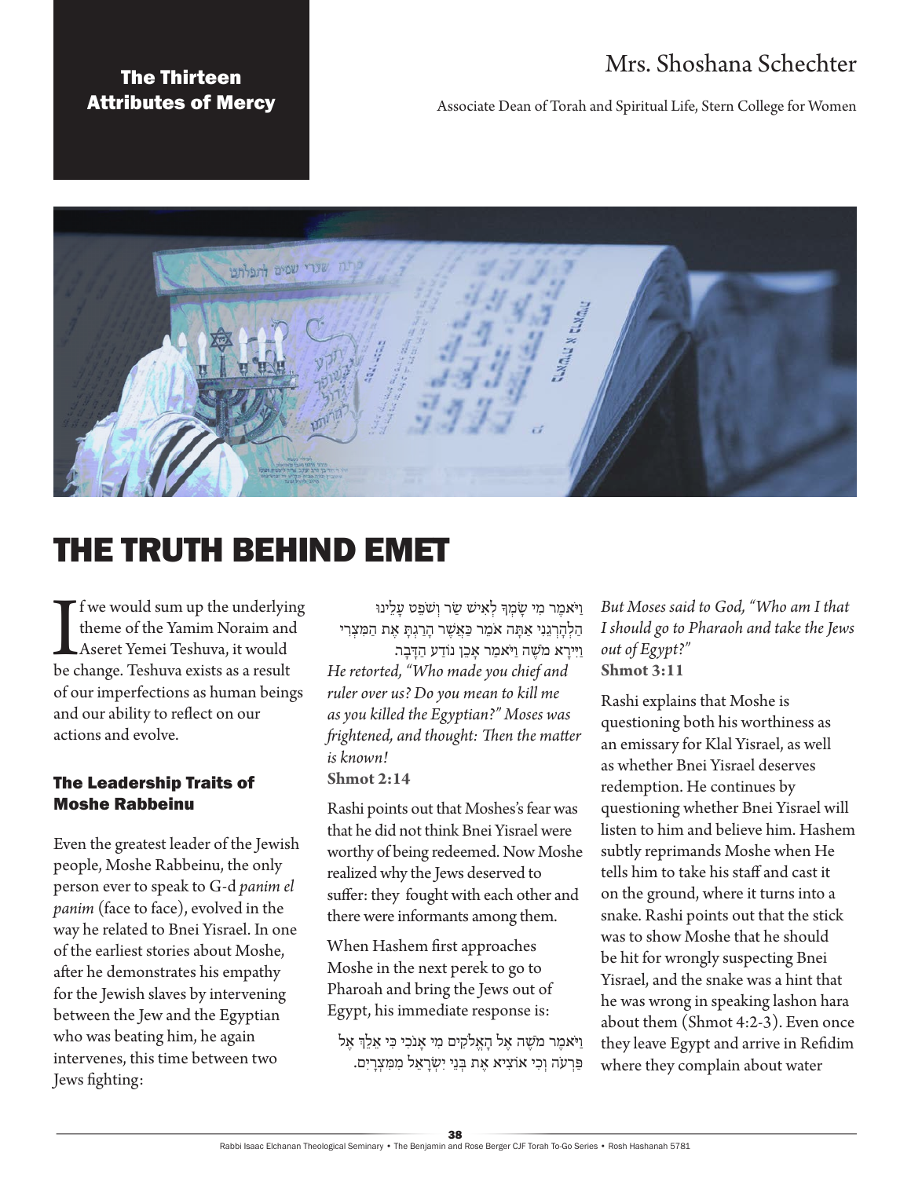## The Thirteen Attributes of Mercy

Mrs. Shoshana Schechter

Associate Dean of Torah and Spiritual Life, Stern College for Women

# THE TRUTH BEHIND EMET

If we would sum up the underlying theme of the Yamim Noraim and Aseret Yemei Teshuva, it would be change. Teshuva exists as a result of our imperfections as human beings and our ability to reflect on our actions and evolve.

### The Leadership Traits of Moshe Rabbeinu

Even the greatest leader of the Jewish people, Moshe Rabbeinu, the only person ever to speak to G-d *panim el panim* (face to face), evolved in the way he related to Bnei Yisrael. In one of the earliest stories about Moshe, after he demonstrates his empathy for the Jewish slaves by intervening between the Jew and the Egyptian who was beating him, he again intervenes, this time between two Jews fighting:

וַיֹּאמֶר מִי שָׂמְךָ לְאִישׁ שַׂר וְשֹׁפֵט עָלֵינוּ הֲלְהָרְגֵנִי אַתָּה אֹמֵר כַּאֲשֶׁר הָרַגְתָּ אֶת הַמִּצְרִי וַיִּירָא מֹשֶׁה וַיֹּאמַר אָכֵן נוֹדַע הַדָּבָר.

*He retorted, "Who made you chief and ruler over us? Do you mean to kill me as you killed the Egyptian?" Moses was frightened, and thought: Then the matter is known!*

**Shmot 2:14**

Rashi points out that Moshes's fear was that he did not think Bnei Yisrael were worthy of being redeemed. Now Moshe realized why the Jews deserved to suffer: they fought with each other and there were informants among them.

When Hashem first approaches Moshe in the next perek to go to Pharoah and bring the Jews out of Egypt, his immediate response is:

וַיֹּאמֶר מֹשֶׁה אֶל הָאֱלֹקִים מִי אָנֹכִי כִּי אֵלֵךְ אֶל פַּרְעֹה וְכִי אוֹצִיא אֶת בְּנֵי יִשְׂרָאֵל מִמִּצְרָיִם.

*But Moses said to God, "Who am I that I should go to Pharaoh and take the Jews out of Egypt?"*

**Shmot 3:11**

Rashi explains that Moshe is questioning both his worthiness as an emissary for Klal Yisrael, as well as whether Bnei Yisrael deserves redemption. He continues by questioning whether Bnei Yisrael will listen to him and believe him. Hashem subtly reprimands Moshe when He tells him to take his staff and cast it on the ground, where it turns into a snake. Rashi points out that the stick was to show Moshe that he should be hit for wrongly suspecting Bnei Yisrael, and the snake was a hint that he was wrong in speaking lashon hara about them (Shmot 4:2-3). Even once they leave Egypt and arrive in Refidim where they complain about water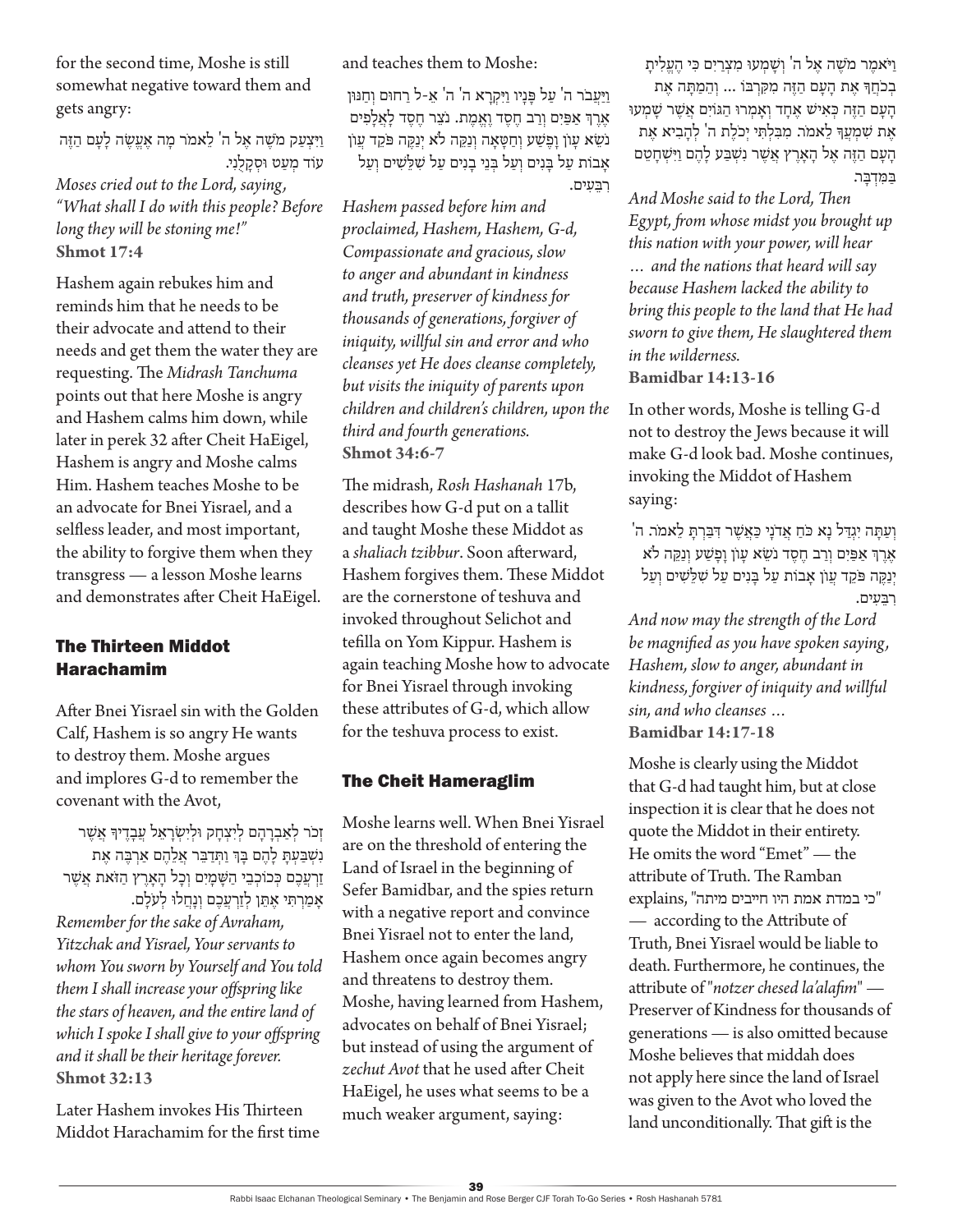for the second time, Moshe is still somewhat negative toward them and gets angry:

וַיִּצְעַק מֹשֶׁה אֶל ה' לֵאמֹר מָה אֶעֱשֶׂה לָעָם הַזֶּה עוֹד מְעַט וּסְקָלֻנִי.

*Moses cried out to the Lord, saying, "What shall I do with this people? Before long they will be stoning me!"*
**Shmot 17:4**

Hashem again rebukes him and reminds him that he needs to be their advocate and attend to their needs and get them the water they are requesting. The *Midrash Tanchuma* points out that here Moshe is angry and Hashem calms him down, while later in perek 32 after Cheit HaEigel, Hashem is angry and Moshe calms Him. Hashem teaches Moshe to be an advocate for Bnei Yisrael, and a selfless leader, and most important, the ability to forgive them when they transgress — a lesson Moshe learns and demonstrates after Cheit HaEigel.

## The Thirteen Middot Harachamim

After Bnei Yisrael sin with the Golden Calf, Hashem is so angry He wants to destroy them. Moshe argues and implores G-d to remember the covenant with the Avot,

זְכֹר לְאַבְרָהָם לְיִצְחָק וּלְיִשְׂרָאֵל עֲבָדֶיךָ אֲשֶׁר נִשְׁבַּעְתָּ לָהֶם בָּךְ וַתְּדַבֵּר אֲלֵהֶם אַרְבֶּה אֶת זַרְעֲכֶם כְּכוֹכְבֵי הַשָּׁמָיִם וְכָל הָאָרֶץ הַזֹּאת אֲשֶׁר אָמַרְתִּי אֶתֵּן לְזַרְעֲכֶם וְנָחֲלוּ לְעֹלָם.

*Remember for the sake of Avraham, Yitzchak and Yisrael, Your servants to whom You sworn by Yourself and You told them I shall increase your offspring like the stars of heaven, and the entire land of which I spoke I shall give to your offspring and it shall be their heritage forever.*
**Shmot 32:13**

Later Hashem invokes His Thirteen Middot Harachamim for the first time and teaches them to Moshe:

וַיַּעֲבֹר ה' עַל פָּנָיו וַיִּקְרָא ה' ה' אֵ-ל רַחוּם וְחַנּוּן אֶרֶךְ אַפַּיִם וְרַב חֶסֶד וֶאֱמֶת. נֹצֵר חֶסֶד לָאֲלָפִים נֹשֵׂא עָוֹן וָפֶשַׁע וְחַטָּאָה וְנַקֵּה לֹא יְנַקֶּה פֹּקֵד עֲוֹן אָבוֹת עַל בָּנִים וְעַל בְּנֵי בָנִים עַל שִׁלֵּשִׁים וְעַל רִבֵּעִים.

*Hashem passed before him and proclaimed, Hashem, Hashem, G-d, Compassionate and gracious, slow to anger and abundant in kindness and truth, preserver of kindness for thousands of generations, forgiver of iniquity, willful sin and error and who cleanses yet He does cleanse completely, but visits the iniquity of parents upon children and children's children, upon the third and fourth generations.*
**Shmot 34:6-7**

The midrash, *Rosh Hashanah* 17b, describes how G-d put on a tallit and taught Moshe these Middot as a *shaliach tzibbur*. Soon afterward, Hashem forgives them. These Middot are the cornerstone of teshuva and invoked throughout Selichot and tefilla on Yom Kippur. Hashem is again teaching Moshe how to advocate for Bnei Yisrael through invoking these attributes of G-d, which allow for the teshuva process to exist.

## The Cheit Hameraglim

Moshe learns well. When Bnei Yisrael are on the threshold of entering the Land of Israel in the beginning of Sefer Bamidbar, and the spies return with a negative report and convince Bnei Yisrael not to enter the land, Hashem once again becomes angry and threatens to destroy them. Moshe, having learned from Hashem, advocates on behalf of Bnei Yisrael; but instead of using the argument of *zechut Avot* that he used after Cheit HaEigel, he uses what seems to be a much weaker argument, saying:

וַיֹּאמֶר מֹשֶׁה אֶל ה' וְשָׁמְעוּ מִצְרַיִם כִּי הֶעֱלִיתָ בְכֹחֲךָ אֶת הָעָם הַזֶּה מִקִּרְבּוֹ ... וְהֵמַתָּה אֶת הָעָם הַזֶּה כְּאִישׁ אֶחָד וְאָמְרוּ הַגּוֹיִם אֲשֶׁר שָׁמְעוּ אֶת שִׁמְעֲךָ לֵאמֹר. מִבִּלְתִּי יְכֹלֶת ה' לְהָבִיא אֶת הָעָם הַזֶּה אֶל הָאָרֶץ אֲשֶׁר נִשְׁבַּע לָהֶם וַיִּשְׁחָטֵם בַּמִּדְבָּר.

*And Moshe said to the Lord, Then Egypt, from whose midst you brought up this nation with your power, will hear … and the nations that heard will say because Hashem lacked the ability to bring this people to the land that He had sworn to give them, He slaughtered them in the wilderness.*
**Bamidbar 14:13-16**

In other words, Moshe is telling G-d not to destroy the Jews because it will make G-d look bad. Moshe continues, invoking the Middot of Hashem saying:

וְעַתָּה יִגְדַּל נָא כֹּחַ אֲדֹנָי כַּאֲשֶׁר דִּבַּרְתָּ לֵאמֹר. ה' אֶרֶךְ אַפַּיִם וְרַב חֶסֶד נֹשֵׂא עָוֹן וָפָשַׁע וְנַקֵּה לֹא יְנַקֶּה פֹּקֵד עֲוֹן אָבוֹת עַל בָּנִים עַל שִׁלֵּשִׁים וְעַל רִבֵּעִים.

*And now may the strength of the Lord be magnified as you have spoken saying, Hashem, slow to anger, abundant in kindness, forgiver of iniquity and willful sin, and who cleanses …*
**Bamidbar 14:17-18**

Moshe is clearly using the Middot that G-d had taught him, but at close inspection it is clear that he does not quote the Middot in their entirety. He omits the word "Emet" — the attribute of Truth. The Ramban explains, "כי במדת אמת היו חייבים מיתה" — according to the Attribute of Truth, Bnei Yisrael would be liable to death. Furthermore, he continues, the attribute of "*notzer chesed la'alafim*" — Preserver of Kindness for thousands of generations — is also omitted because Moshe believes that middah does not apply here since the land of Israel was given to the Avot who loved the land unconditionally. That gift is the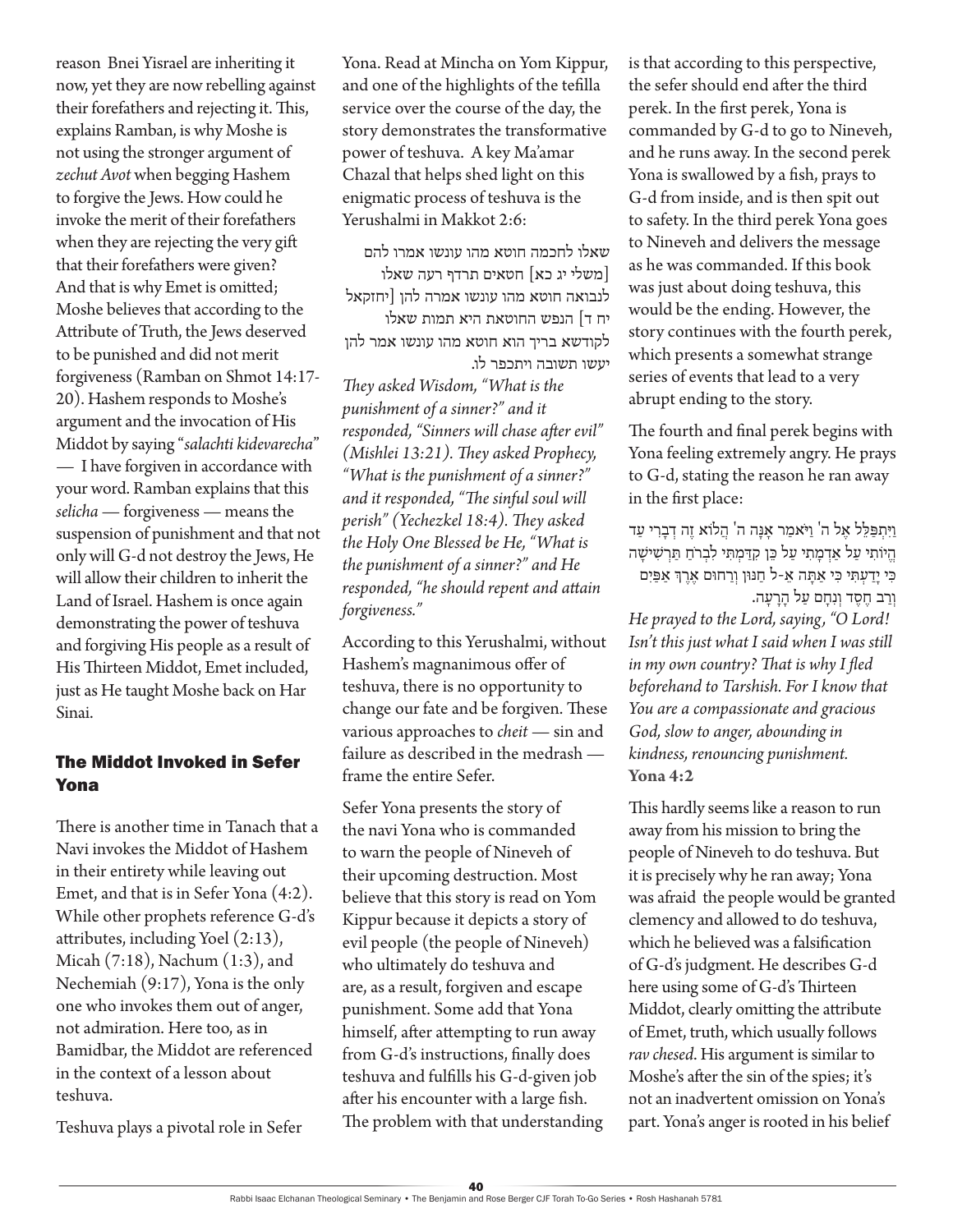reason Bnei Yisrael are inheriting it now, yet they are now rebelling against their forefathers and rejecting it. This, explains Ramban, is why Moshe is not using the stronger argument of *zechut Avot* when begging Hashem to forgive the Jews. How could he invoke the merit of their forefathers when they are rejecting the very gift that their forefathers were given? And that is why Emet is omitted; Moshe believes that according to the Attribute of Truth, the Jews deserved to be punished and did not merit forgiveness (Ramban on Shmot 14:17-20). Hashem responds to Moshe's argument and the invocation of His Middot by saying "*salachti kidevarecha*" — I have forgiven in accordance with your word. Ramban explains that this *selicha* — forgiveness — means the suspension of punishment and that not only will G-d not destroy the Jews, He will allow their children to inherit the Land of Israel. Hashem is once again demonstrating the power of teshuva and forgiving His people as a result of His Thirteen Middot, Emet included, just as He taught Moshe back on Har Sinai.

### The Middot Invoked in Sefer Yona

There is another time in Tanach that a Navi invokes the Middot of Hashem in their entirety while leaving out Emet, and that is in Sefer Yona (4:2). While other prophets reference G-d's attributes, including Yoel (2:13), Micah (7:18), Nachum (1:3), and Nechemiah (9:17), Yona is the only one who invokes them out of anger, not admiration. Here too, as in Bamidbar, the Middot are referenced in the context of a lesson about teshuva.

Teshuva plays a pivotal role in Sefer Yona. Read at Mincha on Yom Kippur, and one of the highlights of the tefilla service over the course of the day, the story demonstrates the transformative power of teshuva. A key Ma'amar Chazal that helps shed light on this enigmatic process of teshuva is the Yerushalmi in Makkot 2:6:

שאלו לחכמה חוטא מהו עונשו אמרו להם [משלי יג כא] חטאים תרדף רעה שאלו לנבואה חוטא מהו עונשו אמרה להן [יחזקאל יח ד] הנפש החוטאת היא תמות שאלו לקודשא בריך הוא חוטא מהו עונשו אמר להן יעשו תשובה ויתכפר לו.

*They asked Wisdom, "What is the punishment of a sinner?" and it responded, "Sinners will chase after evil" (Mishlei 13:21). They asked Prophecy, "What is the punishment of a sinner?" and it responded, "The sinful soul will perish" (Yechezkel 18:4). They asked the Holy One Blessed be He, "What is the punishment of a sinner?" and He responded, "he should repent and attain forgiveness."*

According to this Yerushalmi, without Hashem's magnanimous offer of teshuva, there is no opportunity to change our fate and be forgiven. These various approaches to *cheit* — sin and failure as described in the medrash — frame the entire Sefer.

Sefer Yona presents the story of the navi Yona who is commanded to warn the people of Nineveh of their upcoming destruction. Most believe that this story is read on Yom Kippur because it depicts a story of evil people (the people of Nineveh) who ultimately do teshuva and are, as a result, forgiven and escape punishment. Some add that Yona himself, after attempting to run away from G-d's instructions, finally does teshuva and fulfills his G-d-given job after his encounter with a large fish. The problem with that understanding is that according to this perspective, the sefer should end after the third perek. In the first perek, Yona is commanded by G-d to go to Nineveh, and he runs away. In the second perek Yona is swallowed by a fish, prays to G-d from inside, and is then spit out to safety. In the third perek Yona goes to Nineveh and delivers the message as he was commanded. If this book was just about doing teshuva, this would be the ending. However, the story continues with the fourth perek, which presents a somewhat strange series of events that lead to a very abrupt ending to the story.

The fourth and final perek begins with Yona feeling extremely angry. He prays to G-d, stating the reason he ran away in the first place:

וַיִּתְפַּלֵּל אֶל ה' וַיֹּאמַר אָנָּה ה' הֲלוֹא זֶה דְבָרִי עַד הֱיוֹתִי עַל אַדְמָתִי עַל כֵּן קִדַּמְתִּי לִבְרֹחַ תַּרְשִׁישָׁה כִּי יָדַעְתִּי כִּי אַתָּה אֵ-ל חַנּוּן וְרַחוּם אֶרֶךְ אַפַּיִם וְרַב חֶסֶד וְנִחָם עַל הָרָעָה.

*He prayed to the Lord, saying, "O Lord! Isn't this just what I said when I was still in my own country? That is why I fled beforehand to Tarshish. For I know that You are a compassionate and gracious God, slow to anger, abounding in kindness, renouncing punishment.*
**Yona 4:2**

This hardly seems like a reason to run away from his mission to bring the people of Nineveh to do teshuva. But it is precisely why he ran away; Yona was afraid the people would be granted clemency and allowed to do teshuva, which he believed was a falsification of G-d's judgment. He describes G-d here using some of G-d's Thirteen Middot, clearly omitting the attribute of Emet, truth, which usually follows *rav chesed*. His argument is similar to Moshe's after the sin of the spies; it's not an inadvertent omission on Yona's part. Yona's anger is rooted in his belief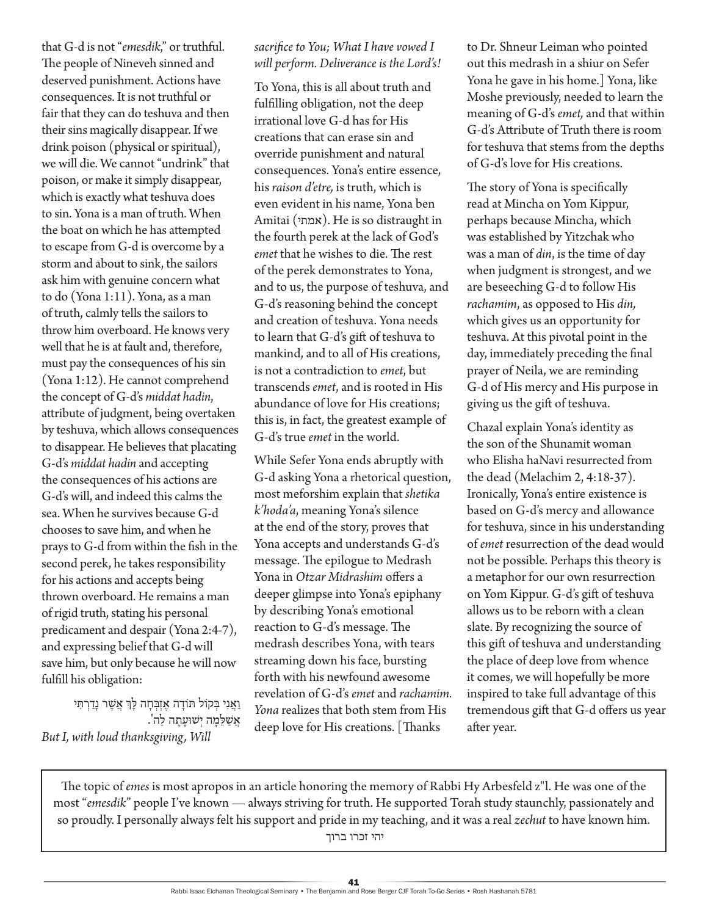that G-d is not "*emesdik*," or truthful. The people of Nineveh sinned and deserved punishment. Actions have consequences. It is not truthful or fair that they can do teshuva and then their sins magically disappear. If we drink poison (physical or spiritual), we will die. We cannot "undrink" that poison, or make it simply disappear, which is exactly what teshuva does to sin. Yona is a man of truth. When the boat on which he has attempted to escape from G-d is overcome by a storm and about to sink, the sailors ask him with genuine concern what to do (Yona 1:11). Yona, as a man of truth, calmly tells the sailors to throw him overboard. He knows very well that he is at fault and, therefore, must pay the consequences of his sin (Yona 1:12). He cannot comprehend the concept of G-d's *middat hadin*, attribute of judgment, being overtaken by teshuva, which allows consequences to disappear. He believes that placating G-d's *middat hadin* and accepting the consequences of his actions are G-d's will, and indeed this calms the sea. When he survives because G-d chooses to save him, and when he prays to G-d from within the fish in the second perek, he takes responsibility for his actions and accepts being thrown overboard. He remains a man of rigid truth, stating his personal predicament and despair (Yona 2:4-7), and expressing belief that G-d will save him, but only because he will now fulfill his obligation:

וַאֲנִי בְּקוֹל תּוֹדָה אֶזְבְּחָה לָּךְ אֲשֶׁר נָדַרְתִּי אֲשַׁלֵּמָה יְשׁוּעָתָה לַה'.

*But I, with loud thanksgiving, Will sacrifice to You; What I have vowed I will perform. Deliverance is the Lord's!*

To Yona, this is all about truth and fulfilling obligation, not the deep irrational love G-d has for His creations that can erase sin and override punishment and natural consequences. Yona's entire essence, his *raison d'etre,* is truth, which is even evident in his name, Yona ben Amitai (אמתי). He is so distraught in the fourth perek at the lack of God's *emet* that he wishes to die. The rest of the perek demonstrates to Yona, and to us, the purpose of teshuva, and G-d's reasoning behind the concept and creation of teshuva. Yona needs to learn that G-d's gift of teshuva to mankind, and to all of His creations, is not a contradiction to *emet*, but transcends *emet*, and is rooted in His abundance of love for His creations; this is, in fact, the greatest example of G-d's true *emet* in the world.

While Sefer Yona ends abruptly with G-d asking Yona a rhetorical question, most meforshim explain that *shetika k'hoda'a*, meaning Yona's silence at the end of the story, proves that Yona accepts and understands G-d's message. The epilogue to Medrash Yona in *Otzar Midrashim* offers a deeper glimpse into Yona's epiphany by describing Yona's emotional reaction to G-d's message. The medrash describes Yona, with tears streaming down his face, bursting forth with his newfound awesome revelation of G-d's *emet* and *rachamim. Yona* realizes that both stem from His deep love for His creations. [Thanks to Dr. Shneur Leiman who pointed out this medrash in a shiur on Sefer Yona he gave in his home.] Yona, like Moshe previously, needed to learn the meaning of G-d's *emet,* and that within G-d's Attribute of Truth there is room for teshuva that stems from the depths of G-d's love for His creations.

The story of Yona is specifically read at Mincha on Yom Kippur, perhaps because Mincha, which was established by Yitzchak who was a man of *din*, is the time of day when judgment is strongest, and we are beseeching G-d to follow His *rachamim*, as opposed to His *din,* which gives us an opportunity for teshuva. At this pivotal point in the day, immediately preceding the final prayer of Neila, we are reminding G-d of His mercy and His purpose in giving us the gift of teshuva.

Chazal explain Yona's identity as the son of the Shunamit woman who Elisha haNavi resurrected from the dead (Melachim 2, 4:18-37). Ironically, Yona's entire existence is based on G-d's mercy and allowance for teshuva, since in his understanding of *emet* resurrection of the dead would not be possible. Perhaps this theory is a metaphor for our own resurrection on Yom Kippur. G-d's gift of teshuva allows us to be reborn with a clean slate. By recognizing the source of this gift of teshuva and understanding the place of deep love from whence it comes, we will hopefully be more inspired to take full advantage of this tremendous gift that G-d offers us year after year.

The topic of *emes* is most apropos in an article honoring the memory of Rabbi Hy Arbesfeld z"l. He was one of the most "*emesdik*" people I've known — always striving for truth. He supported Torah study staunchly, passionately and so proudly. I personally always felt his support and pride in my teaching, and it was a real *zechut* to have known him.

יהי זכרו ברוך